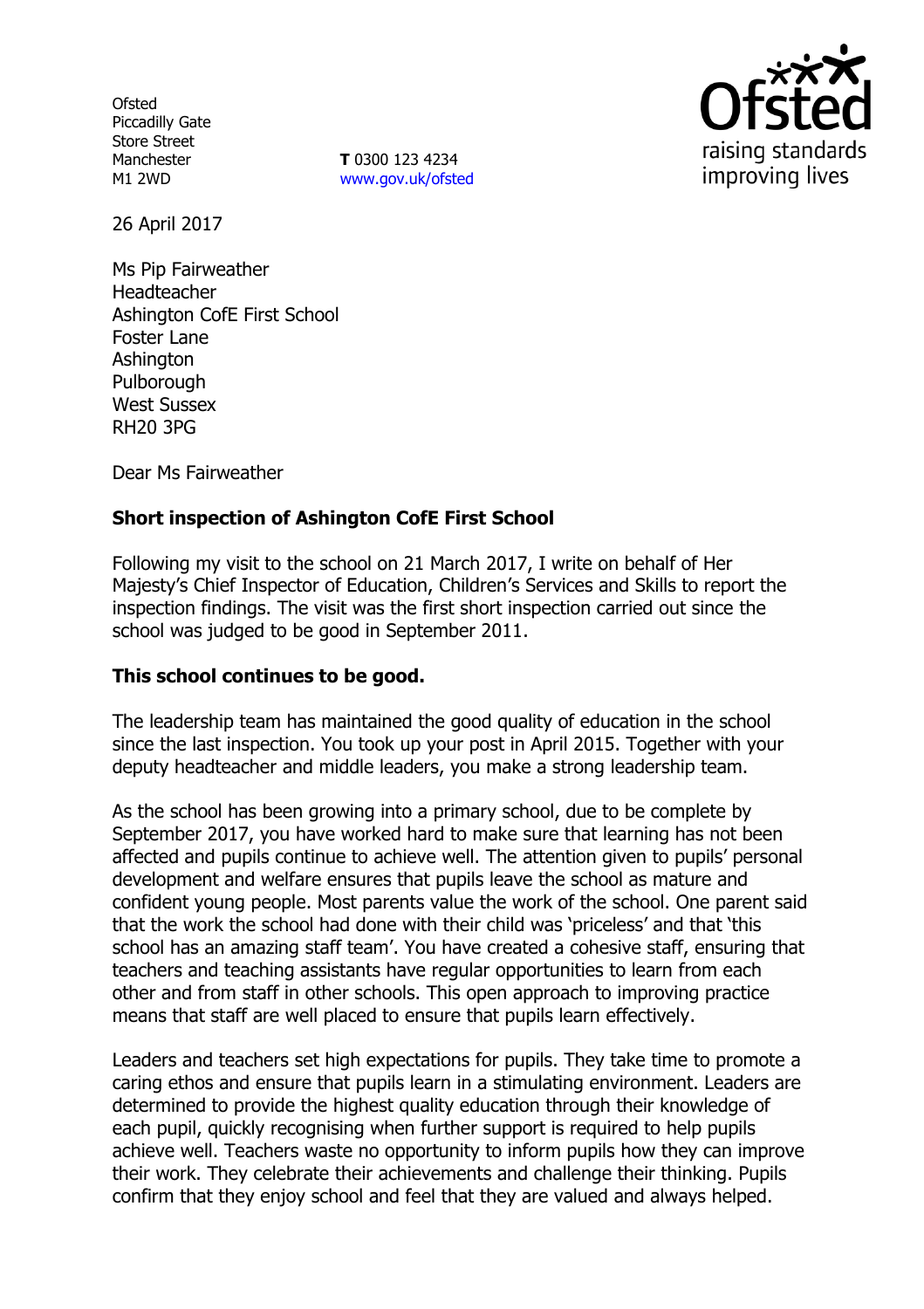Ofsted
Piccadilly Gate
Store Street
Manchester
M1 2WD

**T** 0300 123 4234
www.gov.uk/ofsted

26 April 2017

Ms Pip Fairweather
Headteacher
Ashington CofE First School
Foster Lane
Ashington
Pulborough
West Sussex
RH20 3PG

Dear Ms Fairweather

**Short inspection of Ashington CofE First School**

Following my visit to the school on 21 March 2017, I write on behalf of Her Majesty's Chief Inspector of Education, Children's Services and Skills to report the inspection findings. The visit was the first short inspection carried out since the school was judged to be good in September 2011.

**This school continues to be good.**

The leadership team has maintained the good quality of education in the school since the last inspection. You took up your post in April 2015. Together with your deputy headteacher and middle leaders, you make a strong leadership team.

As the school has been growing into a primary school, due to be complete by September 2017, you have worked hard to make sure that learning has not been affected and pupils continue to achieve well. The attention given to pupils' personal development and welfare ensures that pupils leave the school as mature and confident young people. Most parents value the work of the school. One parent said that the work the school had done with their child was 'priceless' and that 'this school has an amazing staff team'. You have created a cohesive staff, ensuring that teachers and teaching assistants have regular opportunities to learn from each other and from staff in other schools. This open approach to improving practice means that staff are well placed to ensure that pupils learn effectively.

Leaders and teachers set high expectations for pupils. They take time to promote a caring ethos and ensure that pupils learn in a stimulating environment. Leaders are determined to provide the highest quality education through their knowledge of each pupil, quickly recognising when further support is required to help pupils achieve well. Teachers waste no opportunity to inform pupils how they can improve their work. They celebrate their achievements and challenge their thinking. Pupils confirm that they enjoy school and feel that they are valued and always helped.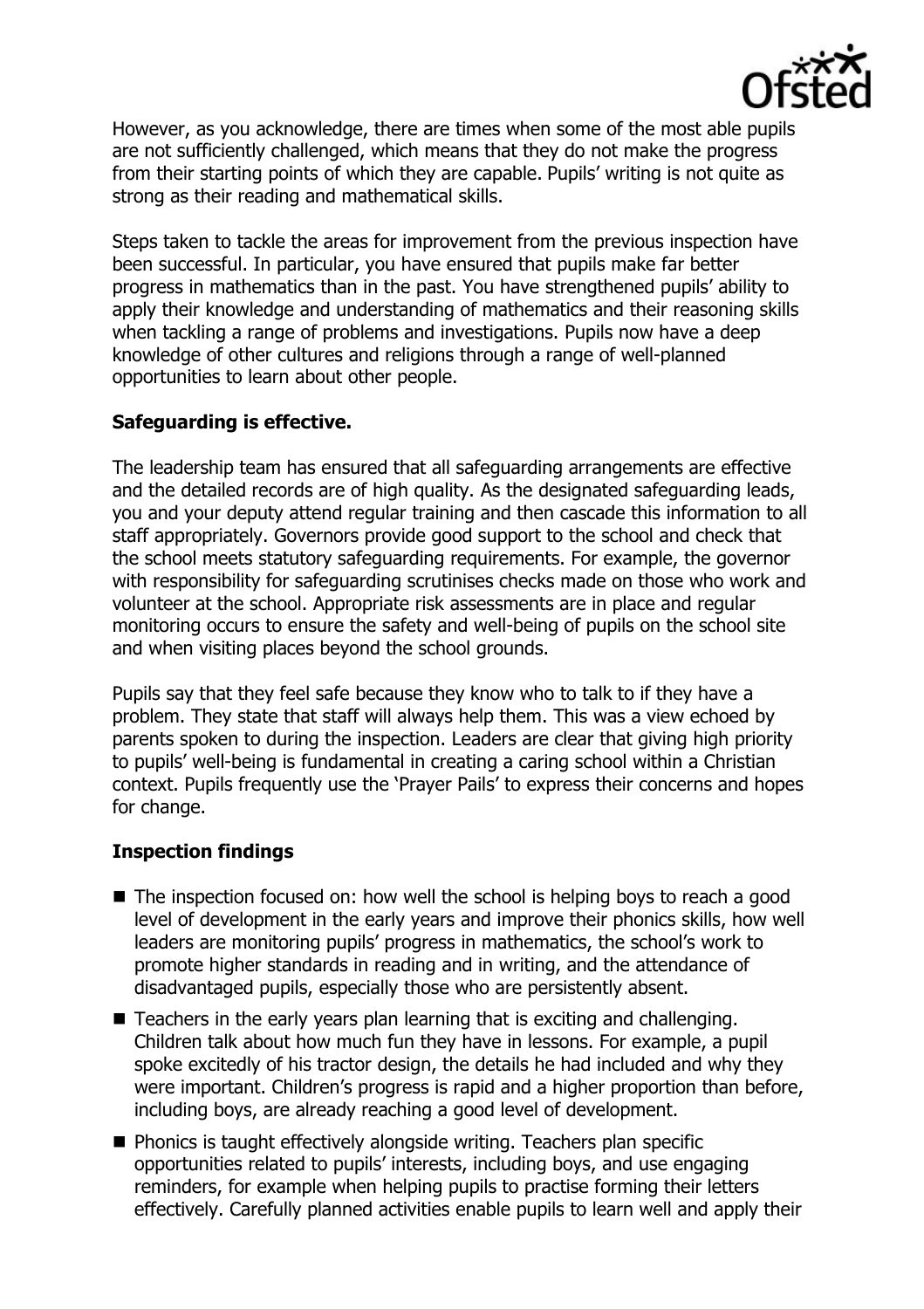However, as you acknowledge, there are times when some of the most able pupils are not sufficiently challenged, which means that they do not make the progress from their starting points of which they are capable. Pupils' writing is not quite as strong as their reading and mathematical skills.

Steps taken to tackle the areas for improvement from the previous inspection have been successful. In particular, you have ensured that pupils make far better progress in mathematics than in the past. You have strengthened pupils' ability to apply their knowledge and understanding of mathematics and their reasoning skills when tackling a range of problems and investigations. Pupils now have a deep knowledge of other cultures and religions through a range of well-planned opportunities to learn about other people.

**Safeguarding is effective.**

The leadership team has ensured that all safeguarding arrangements are effective and the detailed records are of high quality. As the designated safeguarding leads, you and your deputy attend regular training and then cascade this information to all staff appropriately. Governors provide good support to the school and check that the school meets statutory safeguarding requirements. For example, the governor with responsibility for safeguarding scrutinises checks made on those who work and volunteer at the school. Appropriate risk assessments are in place and regular monitoring occurs to ensure the safety and well-being of pupils on the school site and when visiting places beyond the school grounds.

Pupils say that they feel safe because they know who to talk to if they have a problem. They state that staff will always help them. This was a view echoed by parents spoken to during the inspection. Leaders are clear that giving high priority to pupils' well-being is fundamental in creating a caring school within a Christian context. Pupils frequently use the 'Prayer Pails' to express their concerns and hopes for change.

**Inspection findings**

- The inspection focused on: how well the school is helping boys to reach a good level of development in the early years and improve their phonics skills, how well leaders are monitoring pupils' progress in mathematics, the school's work to promote higher standards in reading and in writing, and the attendance of disadvantaged pupils, especially those who are persistently absent.
- Teachers in the early years plan learning that is exciting and challenging. Children talk about how much fun they have in lessons. For example, a pupil spoke excitedly of his tractor design, the details he had included and why they were important. Children's progress is rapid and a higher proportion than before, including boys, are already reaching a good level of development.
- Phonics is taught effectively alongside writing. Teachers plan specific opportunities related to pupils' interests, including boys, and use engaging reminders, for example when helping pupils to practise forming their letters effectively. Carefully planned activities enable pupils to learn well and apply their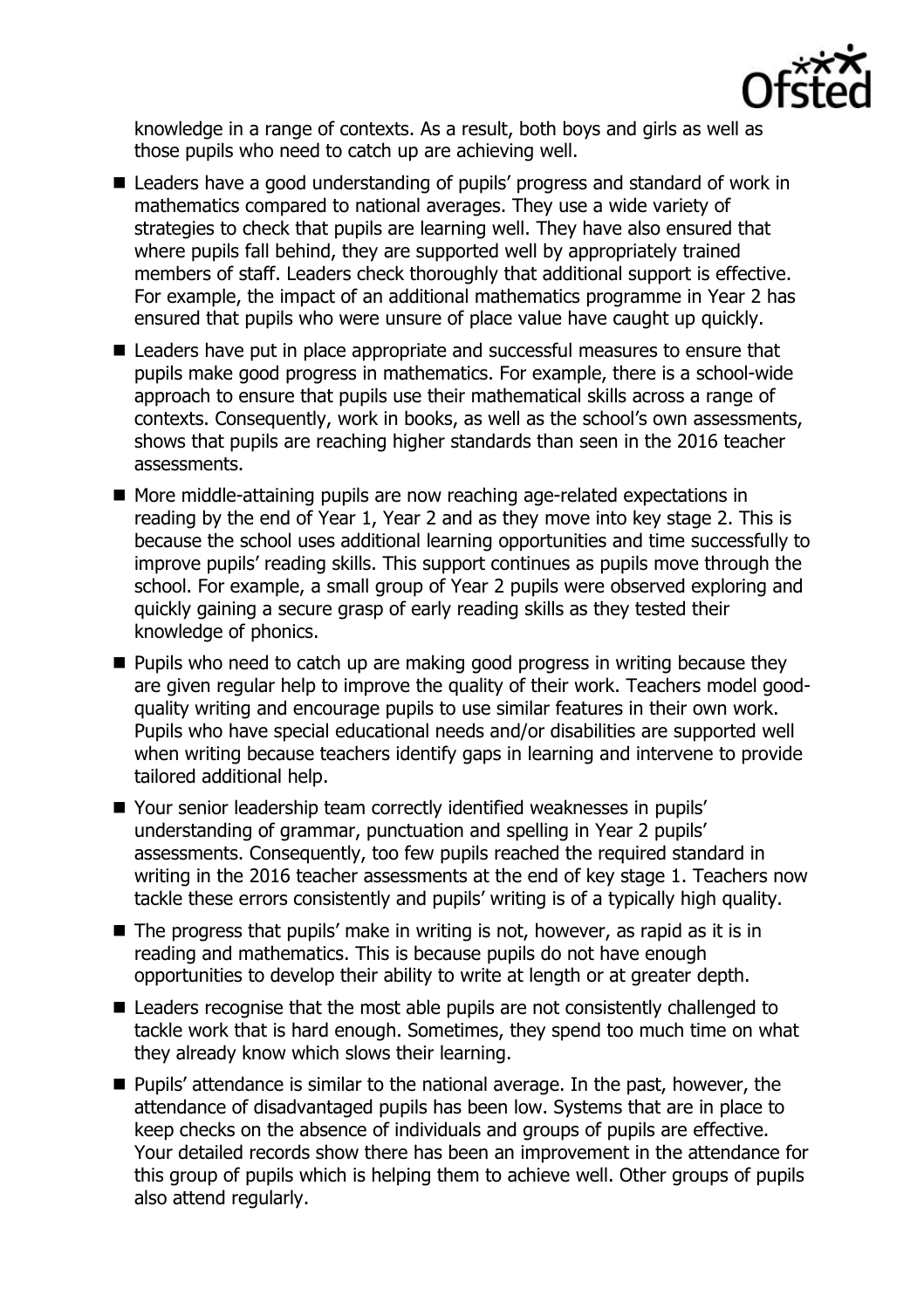knowledge in a range of contexts. As a result, both boys and girls as well as those pupils who need to catch up are achieving well.

- Leaders have a good understanding of pupils' progress and standard of work in mathematics compared to national averages. They use a wide variety of strategies to check that pupils are learning well. They have also ensured that where pupils fall behind, they are supported well by appropriately trained members of staff. Leaders check thoroughly that additional support is effective. For example, the impact of an additional mathematics programme in Year 2 has ensured that pupils who were unsure of place value have caught up quickly.
- Leaders have put in place appropriate and successful measures to ensure that pupils make good progress in mathematics. For example, there is a school-wide approach to ensure that pupils use their mathematical skills across a range of contexts. Consequently, work in books, as well as the school's own assessments, shows that pupils are reaching higher standards than seen in the 2016 teacher assessments.
- More middle-attaining pupils are now reaching age-related expectations in reading by the end of Year 1, Year 2 and as they move into key stage 2. This is because the school uses additional learning opportunities and time successfully to improve pupils' reading skills. This support continues as pupils move through the school. For example, a small group of Year 2 pupils were observed exploring and quickly gaining a secure grasp of early reading skills as they tested their knowledge of phonics.
- Pupils who need to catch up are making good progress in writing because they are given regular help to improve the quality of their work. Teachers model good-quality writing and encourage pupils to use similar features in their own work. Pupils who have special educational needs and/or disabilities are supported well when writing because teachers identify gaps in learning and intervene to provide tailored additional help.
- Your senior leadership team correctly identified weaknesses in pupils' understanding of grammar, punctuation and spelling in Year 2 pupils' assessments. Consequently, too few pupils reached the required standard in writing in the 2016 teacher assessments at the end of key stage 1. Teachers now tackle these errors consistently and pupils' writing is of a typically high quality.
- The progress that pupils' make in writing is not, however, as rapid as it is in reading and mathematics. This is because pupils do not have enough opportunities to develop their ability to write at length or at greater depth.
- Leaders recognise that the most able pupils are not consistently challenged to tackle work that is hard enough. Sometimes, they spend too much time on what they already know which slows their learning.
- Pupils' attendance is similar to the national average. In the past, however, the attendance of disadvantaged pupils has been low. Systems that are in place to keep checks on the absence of individuals and groups of pupils are effective. Your detailed records show there has been an improvement in the attendance for this group of pupils which is helping them to achieve well. Other groups of pupils also attend regularly.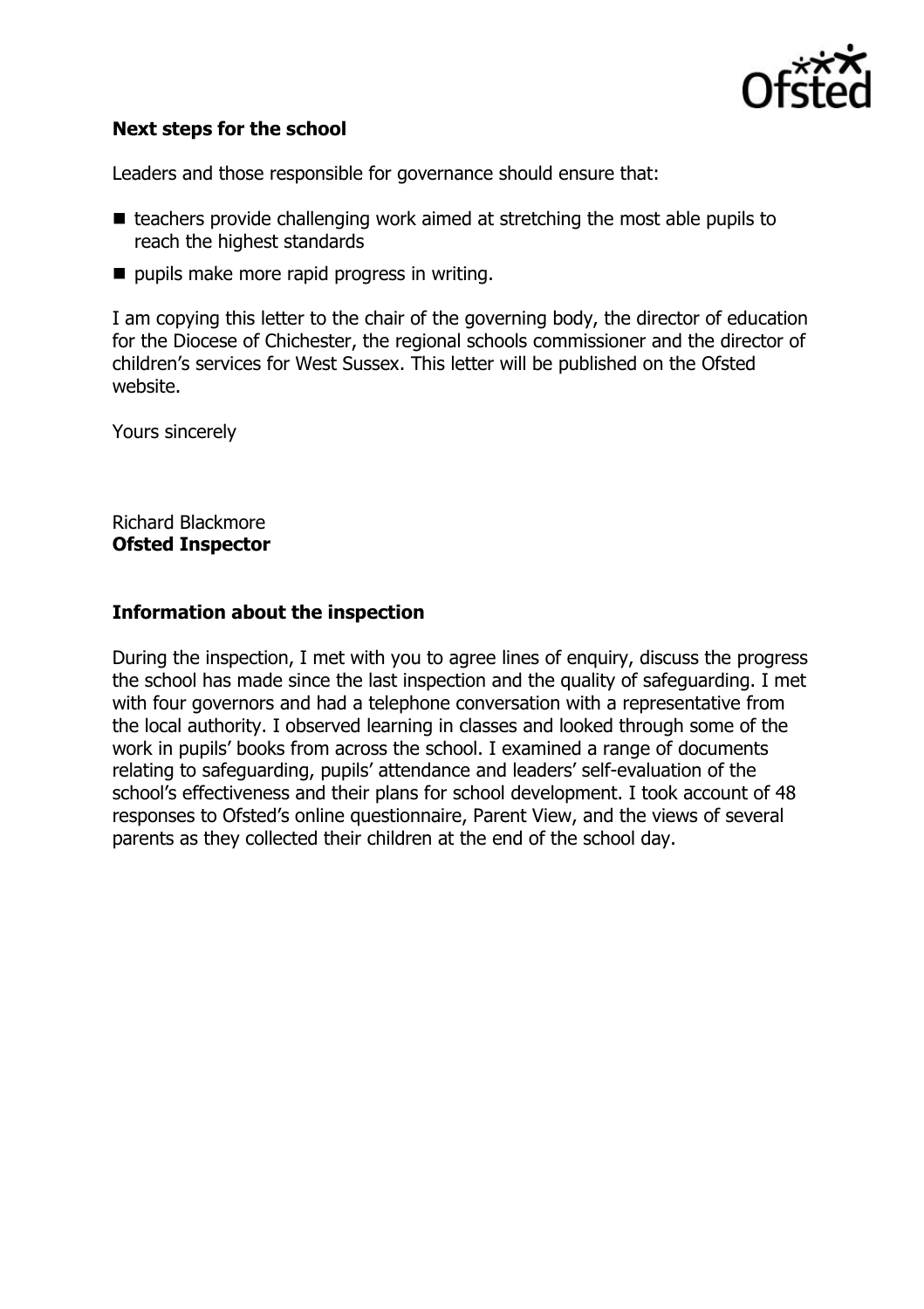**Next steps for the school**

Leaders and those responsible for governance should ensure that:

- teachers provide challenging work aimed at stretching the most able pupils to reach the highest standards
- pupils make more rapid progress in writing.

I am copying this letter to the chair of the governing body, the director of education for the Diocese of Chichester, the regional schools commissioner and the director of children's services for West Sussex. This letter will be published on the Ofsted website.

Yours sincerely

Richard Blackmore
**Ofsted Inspector**

## Information about the inspection

During the inspection, I met with you to agree lines of enquiry, discuss the progress the school has made since the last inspection and the quality of safeguarding. I met with four governors and had a telephone conversation with a representative from the local authority. I observed learning in classes and looked through some of the work in pupils' books from across the school. I examined a range of documents relating to safeguarding, pupils' attendance and leaders' self-evaluation of the school's effectiveness and their plans for school development. I took account of 48 responses to Ofsted's online questionnaire, Parent View, and the views of several parents as they collected their children at the end of the school day.